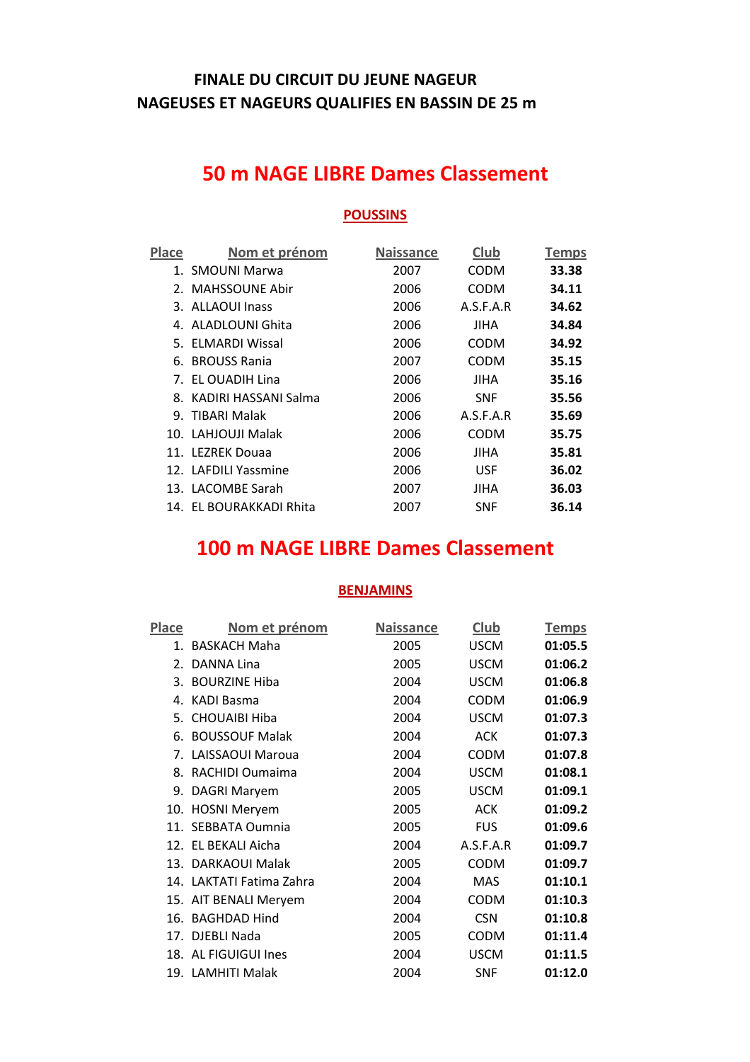**FINALE DU CIRCUIT DU JEUNE NAGEUR**
**NAGEUSES ET NAGEURS QUALIFIES EN BASSIN DE 25 m**

## 50 m NAGE LIBRE Dames Classement

### POUSSINS

| Place | Nom et prénom | Naissance | Club | Temps |
|---|---|---|---|---|
| 1. | SMOUNI Marwa | 2007 | CODM | **33.38** |
| 2. | MAHSSOUNE Abir | 2006 | CODM | **34.11** |
| 3. | ALLAOUI Inass | 2006 | A.S.F.A.R | **34.62** |
| 4. | ALADLOUNI Ghita | 2006 | JIHA | **34.84** |
| 5. | ELMARDI Wissal | 2006 | CODM | **34.92** |
| 6. | BROUSS Rania | 2007 | CODM | **35.15** |
| 7. | EL OUADIH Lina | 2006 | JIHA | **35.16** |
| 8. | KADIRI HASSANI Salma | 2006 | SNF | **35.56** |
| 9. | TIBARI Malak | 2006 | A.S.F.A.R | **35.69** |
| 10. | LAHJOUJI Malak | 2006 | CODM | **35.75** |
| 11. | LEZREK Douaa | 2006 | JIHA | **35.81** |
| 12. | LAFDILI Yassmine | 2006 | USF | **36.02** |
| 13. | LACOMBE Sarah | 2007 | JIHA | **36.03** |
| 14. | EL BOURAKKADI Rhita | 2007 | SNF | **36.14** |

## 100 m NAGE LIBRE Dames Classement

### BENJAMINS

| Place | Nom et prénom | Naissance | Club | Temps |
|---|---|---|---|---|
| 1. | BASKACH Maha | 2005 | USCM | **01:05.5** |
| 2. | DANNA Lina | 2005 | USCM | **01:06.2** |
| 3. | BOURZINE Hiba | 2004 | USCM | **01:06.8** |
| 4. | KADI Basma | 2004 | CODM | **01:06.9** |
| 5. | CHOUAIBI Hiba | 2004 | USCM | **01:07.3** |
| 6. | BOUSSOUF Malak | 2004 | ACK | **01:07.3** |
| 7. | LAISSAOUI Maroua | 2004 | CODM | **01:07.8** |
| 8. | RACHIDI Oumaima | 2004 | USCM | **01:08.1** |
| 9. | DAGRI Maryem | 2005 | USCM | **01:09.1** |
| 10. | HOSNI Meryem | 2005 | ACK | **01:09.2** |
| 11. | SEBBATA Oumnia | 2005 | FUS | **01:09.6** |
| 12. | EL BEKALI Aicha | 2004 | A.S.F.A.R | **01:09.7** |
| 13. | DARKAOUI Malak | 2005 | CODM | **01:09.7** |
| 14. | LAKTATI Fatima Zahra | 2004 | MAS | **01:10.1** |
| 15. | AIT BENALI Meryem | 2004 | CODM | **01:10.3** |
| 16. | BAGHDAD Hind | 2004 | CSN | **01:10.8** |
| 17. | DJEBLI Nada | 2005 | CODM | **01:11.4** |
| 18. | AL FIGUIGUI Ines | 2004 | USCM | **01:11.5** |
| 19. | LAMHITI Malak | 2004 | SNF | **01:12.0** |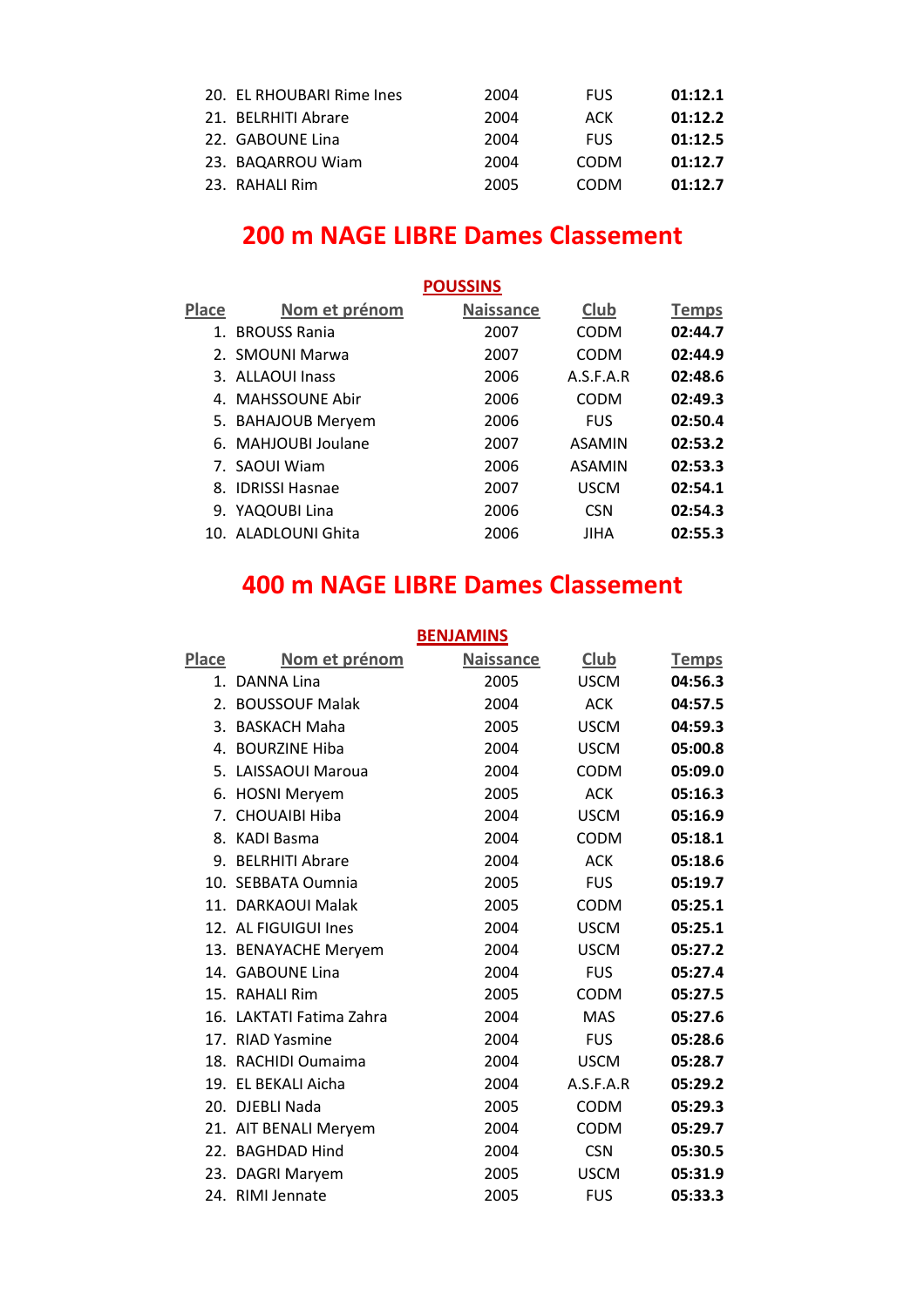| Place | Nom et prénom | Naissance | Club | Temps |
|---|---|---|---|---|
| 20. | EL RHOUBARI Rime Ines | 2004 | FUS | **01:12.1** |
| 21. | BELRHITI Abrare | 2004 | ACK | **01:12.2** |
| 22. | GABOUNE Lina | 2004 | FUS | **01:12.5** |
| 23. | BAQARROU Wiam | 2004 | CODM | **01:12.7** |
| 23. | RAHALI Rim | 2005 | CODM | **01:12.7** |

# 200 m NAGE LIBRE Dames Classement

## POUSSINS

| Place | Nom et prénom | Naissance | Club | Temps |
|---|---|---|---|---|
| 1. | BROUSS Rania | 2007 | CODM | **02:44.7** |
| 2. | SMOUNI Marwa | 2007 | CODM | **02:44.9** |
| 3. | ALLAOUI Inass | 2006 | A.S.F.A.R | **02:48.6** |
| 4. | MAHSSOUNE Abir | 2006 | CODM | **02:49.3** |
| 5. | BAHAJOUB Meryem | 2006 | FUS | **02:50.4** |
| 6. | MAHJOUBI Joulane | 2007 | ASAMIN | **02:53.2** |
| 7. | SAOUI Wiam | 2006 | ASAMIN | **02:53.3** |
| 8. | IDRISSI Hasnae | 2007 | USCM | **02:54.1** |
| 9. | YAQOUBI Lina | 2006 | CSN | **02:54.3** |
| 10. | ALADLOUNI Ghita | 2006 | JIHA | **02:55.3** |

# 400 m NAGE LIBRE Dames Classement

## BENJAMINS

| Place | Nom et prénom | Naissance | Club | Temps |
|---|---|---|---|---|
| 1. | DANNA Lina | 2005 | USCM | **04:56.3** |
| 2. | BOUSSOUF Malak | 2004 | ACK | **04:57.5** |
| 3. | BASKACH Maha | 2005 | USCM | **04:59.3** |
| 4. | BOURZINE Hiba | 2004 | USCM | **05:00.8** |
| 5. | LAISSAOUI Maroua | 2004 | CODM | **05:09.0** |
| 6. | HOSNI Meryem | 2005 | ACK | **05:16.3** |
| 7. | CHOUAIBI Hiba | 2004 | USCM | **05:16.9** |
| 8. | KADI Basma | 2004 | CODM | **05:18.1** |
| 9. | BELRHITI Abrare | 2004 | ACK | **05:18.6** |
| 10. | SEBBATA Oumnia | 2005 | FUS | **05:19.7** |
| 11. | DARKAOUI Malak | 2005 | CODM | **05:25.1** |
| 12. | AL FIGUIGUI Ines | 2004 | USCM | **05:25.1** |
| 13. | BENAYACHE Meryem | 2004 | USCM | **05:27.2** |
| 14. | GABOUNE Lina | 2004 | FUS | **05:27.4** |
| 15. | RAHALI Rim | 2005 | CODM | **05:27.5** |
| 16. | LAKTATI Fatima Zahra | 2004 | MAS | **05:27.6** |
| 17. | RIAD Yasmine | 2004 | FUS | **05:28.6** |
| 18. | RACHIDI Oumaima | 2004 | USCM | **05:28.7** |
| 19. | EL BEKALI Aicha | 2004 | A.S.F.A.R | **05:29.2** |
| 20. | DJEBLI Nada | 2005 | CODM | **05:29.3** |
| 21. | AIT BENALI Meryem | 2004 | CODM | **05:29.7** |
| 22. | BAGHDAD Hind | 2004 | CSN | **05:30.5** |
| 23. | DAGRI Maryem | 2005 | USCM | **05:31.9** |
| 24. | RIMI Jennate | 2005 | FUS | **05:33.3** |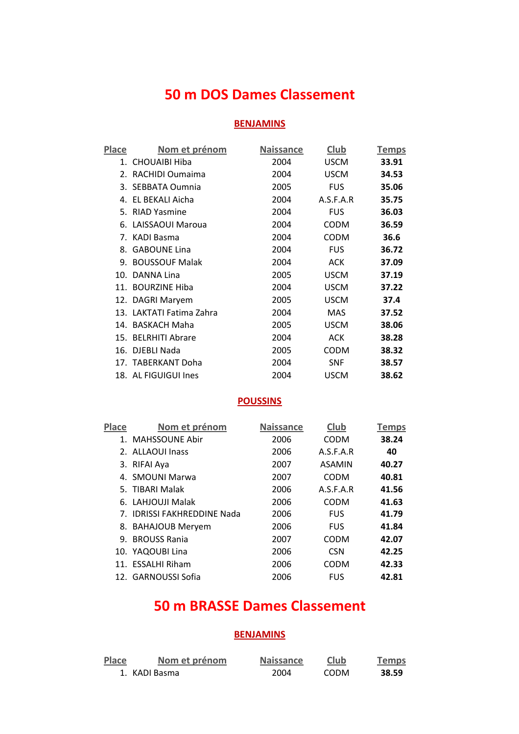# 50 m DOS Dames Classement

## BENJAMINS

| Place | Nom et prénom | Naissance | Club | Temps |
|---|---|---|---|---|
| 1. | CHOUAIBI Hiba | 2004 | USCM | **33.91** |
| 2. | RACHIDI Oumaima | 2004 | USCM | **34.53** |
| 3. | SEBBATA Oumnia | 2005 | FUS | **35.06** |
| 4. | EL BEKALI Aicha | 2004 | A.S.F.A.R | **35.75** |
| 5. | RIAD Yasmine | 2004 | FUS | **36.03** |
| 6. | LAISSAOUI Maroua | 2004 | CODM | **36.59** |
| 7. | KADI Basma | 2004 | CODM | **36.6** |
| 8. | GABOUNE Lina | 2004 | FUS | **36.72** |
| 9. | BOUSSOUF Malak | 2004 | ACK | **37.09** |
| 10. | DANNA Lina | 2005 | USCM | **37.19** |
| 11. | BOURZINE Hiba | 2004 | USCM | **37.22** |
| 12. | DAGRI Maryem | 2005 | USCM | **37.4** |
| 13. | LAKTATI Fatima Zahra | 2004 | MAS | **37.52** |
| 14. | BASKACH Maha | 2005 | USCM | **38.06** |
| 15. | BELRHITI Abrare | 2004 | ACK | **38.28** |
| 16. | DJEBLI Nada | 2005 | CODM | **38.32** |
| 17. | TABERKANT Doha | 2004 | SNF | **38.57** |
| 18. | AL FIGUIGUI Ines | 2004 | USCM | **38.62** |

## POUSSINS

| Place | Nom et prénom | Naissance | Club | Temps |
|---|---|---|---|---|
| 1. | MAHSSOUNE Abir | 2006 | CODM | **38.24** |
| 2. | ALLAOUI Inass | 2006 | A.S.F.A.R | **40** |
| 3. | RIFAI Aya | 2007 | ASAMIN | **40.27** |
| 4. | SMOUNI Marwa | 2007 | CODM | **40.81** |
| 5. | TIBARI Malak | 2006 | A.S.F.A.R | **41.56** |
| 6. | LAHJOUJI Malak | 2006 | CODM | **41.63** |
| 7. | IDRISSI FAKHREDDINE Nada | 2006 | FUS | **41.79** |
| 8. | BAHAJOUB Meryem | 2006 | FUS | **41.84** |
| 9. | BROUSS Rania | 2007 | CODM | **42.07** |
| 10. | YAQOUBI Lina | 2006 | CSN | **42.25** |
| 11. | ESSALHI Riham | 2006 | CODM | **42.33** |
| 12. | GARNOUSSI Sofia | 2006 | FUS | **42.81** |

# 50 m BRASSE Dames Classement

## BENJAMINS

| Place | Nom et prénom | Naissance | Club | Temps |
|---|---|---|---|---|
| 1. | KADI Basma | 2004 | CODM | **38.59** |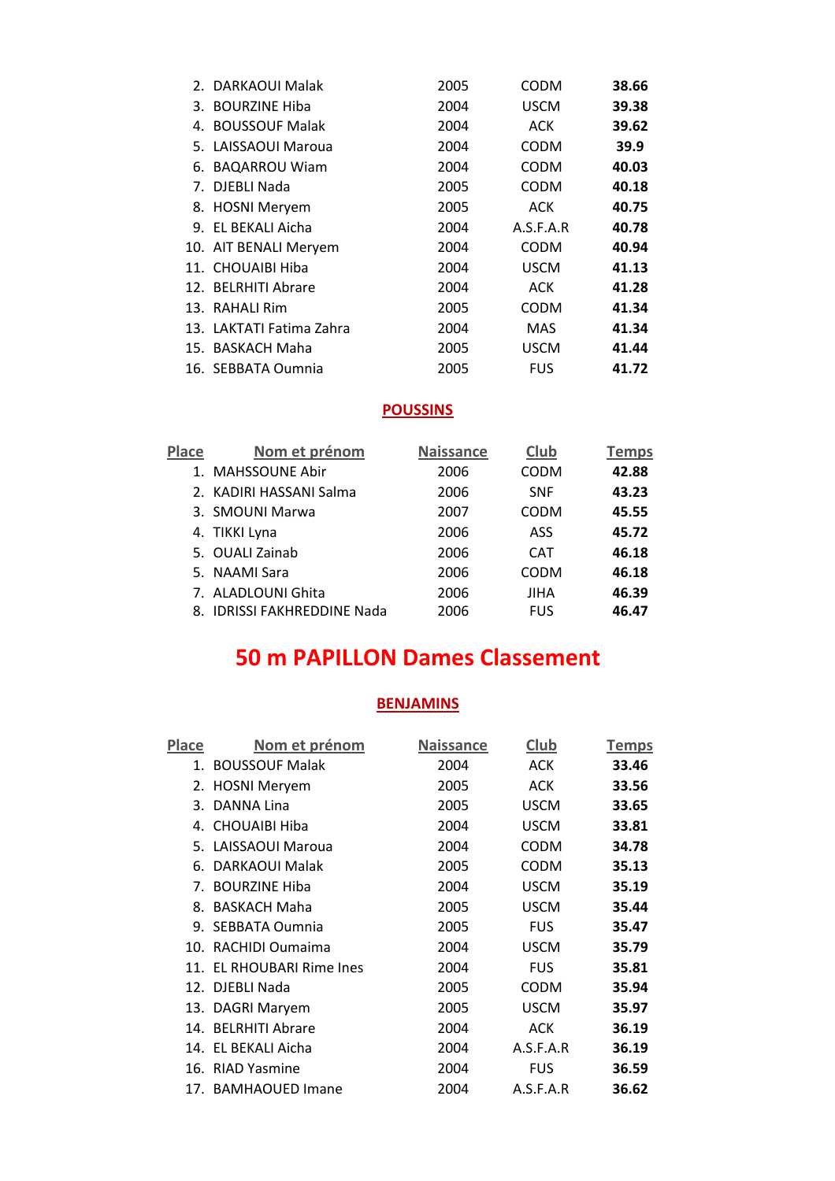| Place | Nom et prénom | Naissance | Club | Temps |
|---|---|---|---|---|
| 2. | DARKAOUI Malak | 2005 | CODM | **38.66** |
| 3. | BOURZINE Hiba | 2004 | USCM | **39.38** |
| 4. | BOUSSOUF Malak | 2004 | ACK | **39.62** |
| 5. | LAISSAOUI Maroua | 2004 | CODM | **39.9** |
| 6. | BAQARROU Wiam | 2004 | CODM | **40.03** |
| 7. | DJEBLI Nada | 2005 | CODM | **40.18** |
| 8. | HOSNI Meryem | 2005 | ACK | **40.75** |
| 9. | EL BEKALI Aicha | 2004 | A.S.F.A.R | **40.78** |
| 10. | AIT BENALI Meryem | 2004 | CODM | **40.94** |
| 11. | CHOUAIBI Hiba | 2004 | USCM | **41.13** |
| 12. | BELRHITI Abrare | 2004 | ACK | **41.28** |
| 13. | RAHALI Rim | 2005 | CODM | **41.34** |
| 13. | LAKTATI Fatima Zahra | 2004 | MAS | **41.34** |
| 15. | BASKACH Maha | 2005 | USCM | **41.44** |
| 16. | SEBBATA Oumnia | 2005 | FUS | **41.72** |

### POUSSINS

| Place | Nom et prénom | Naissance | Club | Temps |
|---|---|---|---|---|
| 1. | MAHSSOUNE Abir | 2006 | CODM | **42.88** |
| 2. | KADIRI HASSANI Salma | 2006 | SNF | **43.23** |
| 3. | SMOUNI Marwa | 2007 | CODM | **45.55** |
| 4. | TIKKI Lyna | 2006 | ASS | **45.72** |
| 5. | OUALI Zainab | 2006 | CAT | **46.18** |
| 5. | NAAMI Sara | 2006 | CODM | **46.18** |
| 7. | ALADLOUNI Ghita | 2006 | JIHA | **46.39** |
| 8. | IDRISSI FAKHREDDINE Nada | 2006 | FUS | **46.47** |

# 50 m PAPILLON Dames Classement

### BENJAMINS

| Place | Nom et prénom | Naissance | Club | Temps |
|---|---|---|---|---|
| 1. | BOUSSOUF Malak | 2004 | ACK | **33.46** |
| 2. | HOSNI Meryem | 2005 | ACK | **33.56** |
| 3. | DANNA Lina | 2005 | USCM | **33.65** |
| 4. | CHOUAIBI Hiba | 2004 | USCM | **33.81** |
| 5. | LAISSAOUI Maroua | 2004 | CODM | **34.78** |
| 6. | DARKAOUI Malak | 2005 | CODM | **35.13** |
| 7. | BOURZINE Hiba | 2004 | USCM | **35.19** |
| 8. | BASKACH Maha | 2005 | USCM | **35.44** |
| 9. | SEBBATA Oumnia | 2005 | FUS | **35.47** |
| 10. | RACHIDI Oumaima | 2004 | USCM | **35.79** |
| 11. | EL RHOUBARI Rime Ines | 2004 | FUS | **35.81** |
| 12. | DJEBLI Nada | 2005 | CODM | **35.94** |
| 13. | DAGRI Maryem | 2005 | USCM | **35.97** |
| 14. | BELRHITI Abrare | 2004 | ACK | **36.19** |
| 14. | EL BEKALI Aicha | 2004 | A.S.F.A.R | **36.19** |
| 16. | RIAD Yasmine | 2004 | FUS | **36.59** |
| 17. | BAMHAOUED Imane | 2004 | A.S.F.A.R | **36.62** |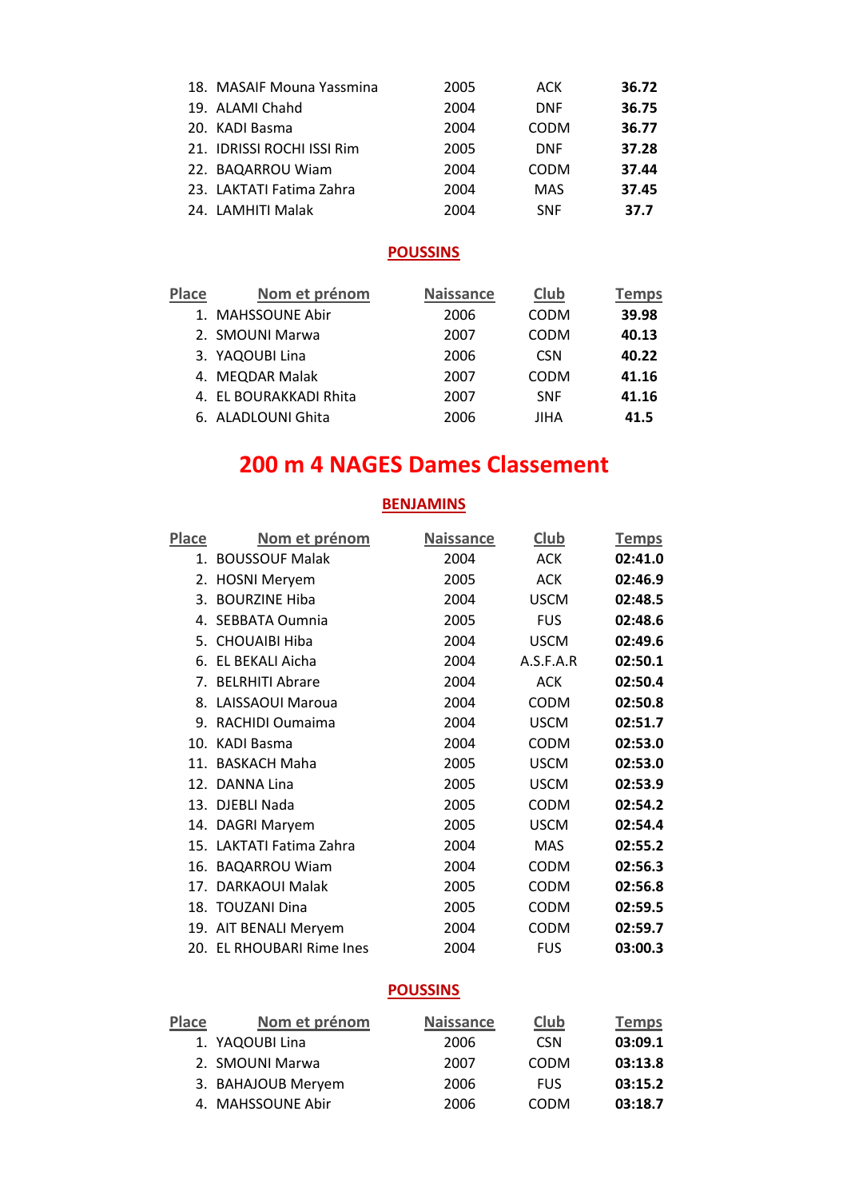| Place | Nom et prénom | Naissance | Club | Temps |
|---|---|---|---|---|
| 18. | MASAIF Mouna Yassmina | 2005 | ACK | **36.72** |
| 19. | ALAMI Chahd | 2004 | DNF | **36.75** |
| 20. | KADI Basma | 2004 | CODM | **36.77** |
| 21. | IDRISSI ROCHI ISSI Rim | 2005 | DNF | **37.28** |
| 22. | BAQARROU Wiam | 2004 | CODM | **37.44** |
| 23. | LAKTATI Fatima Zahra | 2004 | MAS | **37.45** |
| 24. | LAMHITI Malak | 2004 | SNF | **37.7** |

### POUSSINS

| Place | Nom et prénom | Naissance | Club | Temps |
|---|---|---|---|---|
| 1. | MAHSSOUNE Abir | 2006 | CODM | **39.98** |
| 2. | SMOUNI Marwa | 2007 | CODM | **40.13** |
| 3. | YAQOUBI Lina | 2006 | CSN | **40.22** |
| 4. | MEQDAR Malak | 2007 | CODM | **41.16** |
| 4. | EL BOURAKKADI Rhita | 2007 | SNF | **41.16** |
| 6. | ALADLOUNI Ghita | 2006 | JIHA | **41.5** |

## 200 m 4 NAGES Dames Classement

### BENJAMINS

| Place | Nom et prénom | Naissance | Club | Temps |
|---|---|---|---|---|
| 1. | BOUSSOUF Malak | 2004 | ACK | **02:41.0** |
| 2. | HOSNI Meryem | 2005 | ACK | **02:46.9** |
| 3. | BOURZINE Hiba | 2004 | USCM | **02:48.5** |
| 4. | SEBBATA Oumnia | 2005 | FUS | **02:48.6** |
| 5. | CHOUAIBI Hiba | 2004 | USCM | **02:49.6** |
| 6. | EL BEKALI Aicha | 2004 | A.S.F.A.R | **02:50.1** |
| 7. | BELRHITI Abrare | 2004 | ACK | **02:50.4** |
| 8. | LAISSAOUI Maroua | 2004 | CODM | **02:50.8** |
| 9. | RACHIDI Oumaima | 2004 | USCM | **02:51.7** |
| 10. | KADI Basma | 2004 | CODM | **02:53.0** |
| 11. | BASKACH Maha | 2005 | USCM | **02:53.0** |
| 12. | DANNA Lina | 2005 | USCM | **02:53.9** |
| 13. | DJEBLI Nada | 2005 | CODM | **02:54.2** |
| 14. | DAGRI Maryem | 2005 | USCM | **02:54.4** |
| 15. | LAKTATI Fatima Zahra | 2004 | MAS | **02:55.2** |
| 16. | BAQARROU Wiam | 2004 | CODM | **02:56.3** |
| 17. | DARKAOUI Malak | 2005 | CODM | **02:56.8** |
| 18. | TOUZANI Dina | 2005 | CODM | **02:59.5** |
| 19. | AIT BENALI Meryem | 2004 | CODM | **02:59.7** |
| 20. | EL RHOUBARI Rime Ines | 2004 | FUS | **03:00.3** |

### POUSSINS

| Place | Nom et prénom | Naissance | Club | Temps |
|---|---|---|---|---|
| 1. | YAQOUBI Lina | 2006 | CSN | **03:09.1** |
| 2. | SMOUNI Marwa | 2007 | CODM | **03:13.8** |
| 3. | BAHAJOUB Meryem | 2006 | FUS | **03:15.2** |
| 4. | MAHSSOUNE Abir | 2006 | CODM | **03:18.7** |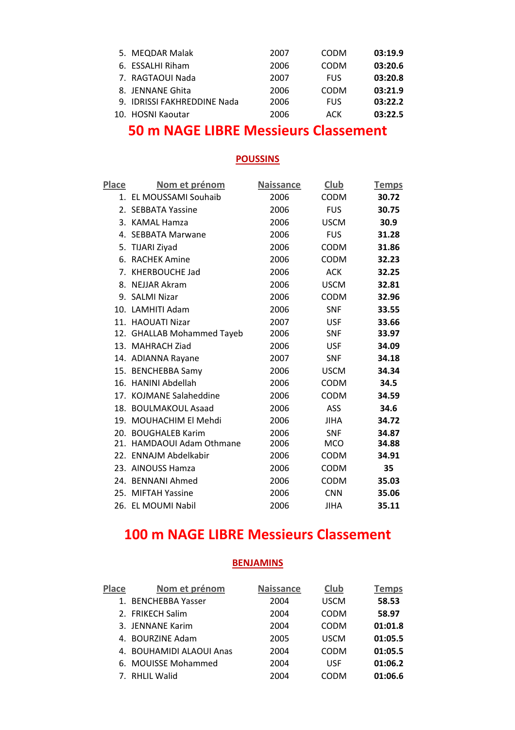| Place | Nom et prénom | Naissance | Club | Temps |
|---|---|---|---|---|
| 5. | MEQDAR Malak | 2007 | CODM | **03:19.9** |
| 6. | ESSALHI Riham | 2006 | CODM | **03:20.6** |
| 7. | RAGTAOUI Nada | 2007 | FUS | **03:20.8** |
| 8. | JENNANE Ghita | 2006 | CODM | **03:21.9** |
| 9. | IDRISSI FAKHREDDINE Nada | 2006 | FUS | **03:22.2** |
| 10. | HOSNI Kaoutar | 2006 | ACK | **03:22.5** |

# 50 m NAGE LIBRE Messieurs Classement

## POUSSINS

| Place | Nom et prénom | Naissance | Club | Temps |
|---|---|---|---|---|
| 1. | EL MOUSSAMI Souhaib | 2006 | CODM | **30.72** |
| 2. | SEBBATA Yassine | 2006 | FUS | **30.75** |
| 3. | KAMAL Hamza | 2006 | USCM | **30.9** |
| 4. | SEBBATA Marwane | 2006 | FUS | **31.28** |
| 5. | TIJARI Ziyad | 2006 | CODM | **31.86** |
| 6. | RACHEK Amine | 2006 | CODM | **32.23** |
| 7. | KHERBOUCHE Jad | 2006 | ACK | **32.25** |
| 8. | NEJJAR Akram | 2006 | USCM | **32.81** |
| 9. | SALMI Nizar | 2006 | CODM | **32.96** |
| 10. | LAMHITI Adam | 2006 | SNF | **33.55** |
| 11. | HAOUATI Nizar | 2007 | USF | **33.66** |
| 12. | GHALLAB Mohammed Tayeb | 2006 | SNF | **33.97** |
| 13. | MAHRACH Ziad | 2006 | USF | **34.09** |
| 14. | ADIANNA Rayane | 2007 | SNF | **34.18** |
| 15. | BENCHEBBA Samy | 2006 | USCM | **34.34** |
| 16. | HANINI Abdellah | 2006 | CODM | **34.5** |
| 17. | KOJMANE Salaheddine | 2006 | CODM | **34.59** |
| 18. | BOULMAKOUL Asaad | 2006 | ASS | **34.6** |
| 19. | MOUHACHIM El Mehdi | 2006 | JIHA | **34.72** |
| 20. | BOUGHALEB Karim | 2006 | SNF | **34.87** |
| 21. | HAMDAOUI Adam Othmane | 2006 | MCO | **34.88** |
| 22. | ENNAJM Abdelkabir | 2006 | CODM | **34.91** |
| 23. | AINOUSS Hamza | 2006 | CODM | **35** |
| 24. | BENNANI Ahmed | 2006 | CODM | **35.03** |
| 25. | MIFTAH Yassine | 2006 | CNN | **35.06** |
| 26. | EL MOUMI Nabil | 2006 | JIHA | **35.11** |

# 100 m NAGE LIBRE Messieurs Classement

## BENJAMINS

| Place | Nom et prénom | Naissance | Club | Temps |
|---|---|---|---|---|
| 1. | BENCHEBBA Yasser | 2004 | USCM | **58.53** |
| 2. | FRIKECH Salim | 2004 | CODM | **58.97** |
| 3. | JENNANE Karim | 2004 | CODM | **01:01.8** |
| 4. | BOURZINE Adam | 2005 | USCM | **01:05.5** |
| 4. | BOUHAMIDI ALAOUI Anas | 2004 | CODM | **01:05.5** |
| 6. | MOUISSE Mohammed | 2004 | USF | **01:06.2** |
| 7. | RHLIL Walid | 2004 | CODM | **01:06.6** |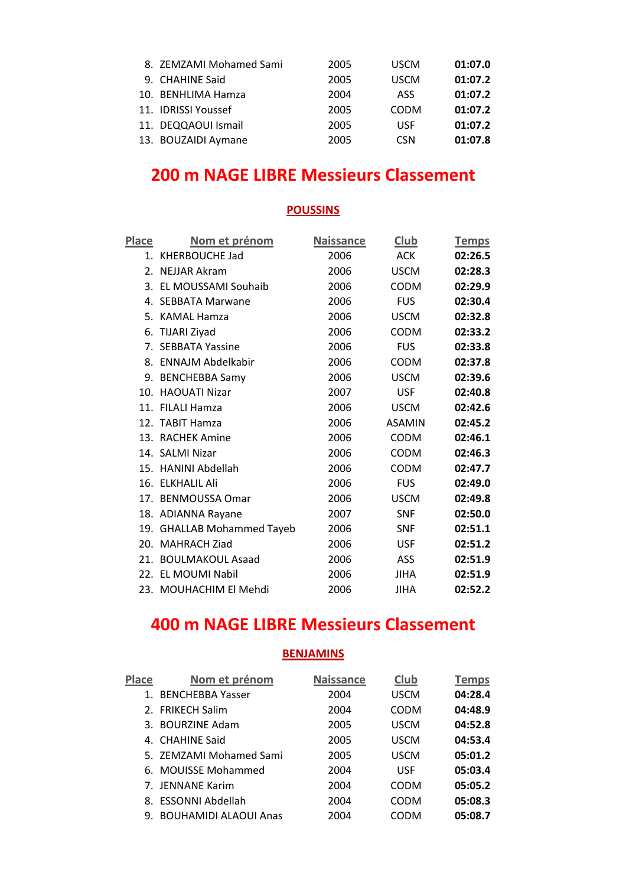| Place | Nom et prénom | Naissance | Club | Temps |
|---|---|---|---|---|
| 8. | ZEMZAMI Mohamed Sami | 2005 | USCM | **01:07.0** |
| 9. | CHAHINE Said | 2005 | USCM | **01:07.2** |
| 10. | BENHLIMA Hamza | 2004 | ASS | **01:07.2** |
| 11. | IDRISSI Youssef | 2005 | CODM | **01:07.2** |
| 11. | DEQQAOUI Ismail | 2005 | USF | **01:07.2** |
| 13. | BOUZAIDI Aymane | 2005 | CSN | **01:07.8** |

# 200 m NAGE LIBRE Messieurs Classement

## POUSSINS

| Place | Nom et prénom | Naissance | Club | Temps |
|---|---|---|---|---|
| 1. | KHERBOUCHE Jad | 2006 | ACK | **02:26.5** |
| 2. | NEJJAR Akram | 2006 | USCM | **02:28.3** |
| 3. | EL MOUSSAMI Souhaib | 2006 | CODM | **02:29.9** |
| 4. | SEBBATA Marwane | 2006 | FUS | **02:30.4** |
| 5. | KAMAL Hamza | 2006 | USCM | **02:32.8** |
| 6. | TIJARI Ziyad | 2006 | CODM | **02:33.2** |
| 7. | SEBBATA Yassine | 2006 | FUS | **02:33.8** |
| 8. | ENNAJM Abdelkabir | 2006 | CODM | **02:37.8** |
| 9. | BENCHEBBA Samy | 2006 | USCM | **02:39.6** |
| 10. | HAOUATI Nizar | 2007 | USF | **02:40.8** |
| 11. | FILALI Hamza | 2006 | USCM | **02:42.6** |
| 12. | TABIT Hamza | 2006 | ASAMIN | **02:45.2** |
| 13. | RACHEK Amine | 2006 | CODM | **02:46.1** |
| 14. | SALMI Nizar | 2006 | CODM | **02:46.3** |
| 15. | HANINI Abdellah | 2006 | CODM | **02:47.7** |
| 16. | ELKHALIL Ali | 2006 | FUS | **02:49.0** |
| 17. | BENMOUSSA Omar | 2006 | USCM | **02:49.8** |
| 18. | ADIANNA Rayane | 2007 | SNF | **02:50.0** |
| 19. | GHALLAB Mohammed Tayeb | 2006 | SNF | **02:51.1** |
| 20. | MAHRACH Ziad | 2006 | USF | **02:51.2** |
| 21. | BOULMAKOUL Asaad | 2006 | ASS | **02:51.9** |
| 22. | EL MOUMI Nabil | 2006 | JIHA | **02:51.9** |
| 23. | MOUHACHIM El Mehdi | 2006 | JIHA | **02:52.2** |

# 400 m NAGE LIBRE Messieurs Classement

## BENJAMINS

| Place | Nom et prénom | Naissance | Club | Temps |
|---|---|---|---|---|
| 1. | BENCHEBBA Yasser | 2004 | USCM | **04:28.4** |
| 2. | FRIKECH Salim | 2004 | CODM | **04:48.9** |
| 3. | BOURZINE Adam | 2005 | USCM | **04:52.8** |
| 4. | CHAHINE Said | 2005 | USCM | **04:53.4** |
| 5. | ZEMZAMI Mohamed Sami | 2005 | USCM | **05:01.2** |
| 6. | MOUISSE Mohammed | 2004 | USF | **05:03.4** |
| 7. | JENNANE Karim | 2004 | CODM | **05:05.2** |
| 8. | ESSONNI Abdellah | 2004 | CODM | **05:08.3** |
| 9. | BOUHAMIDI ALAOUI Anas | 2004 | CODM | **05:08.7** |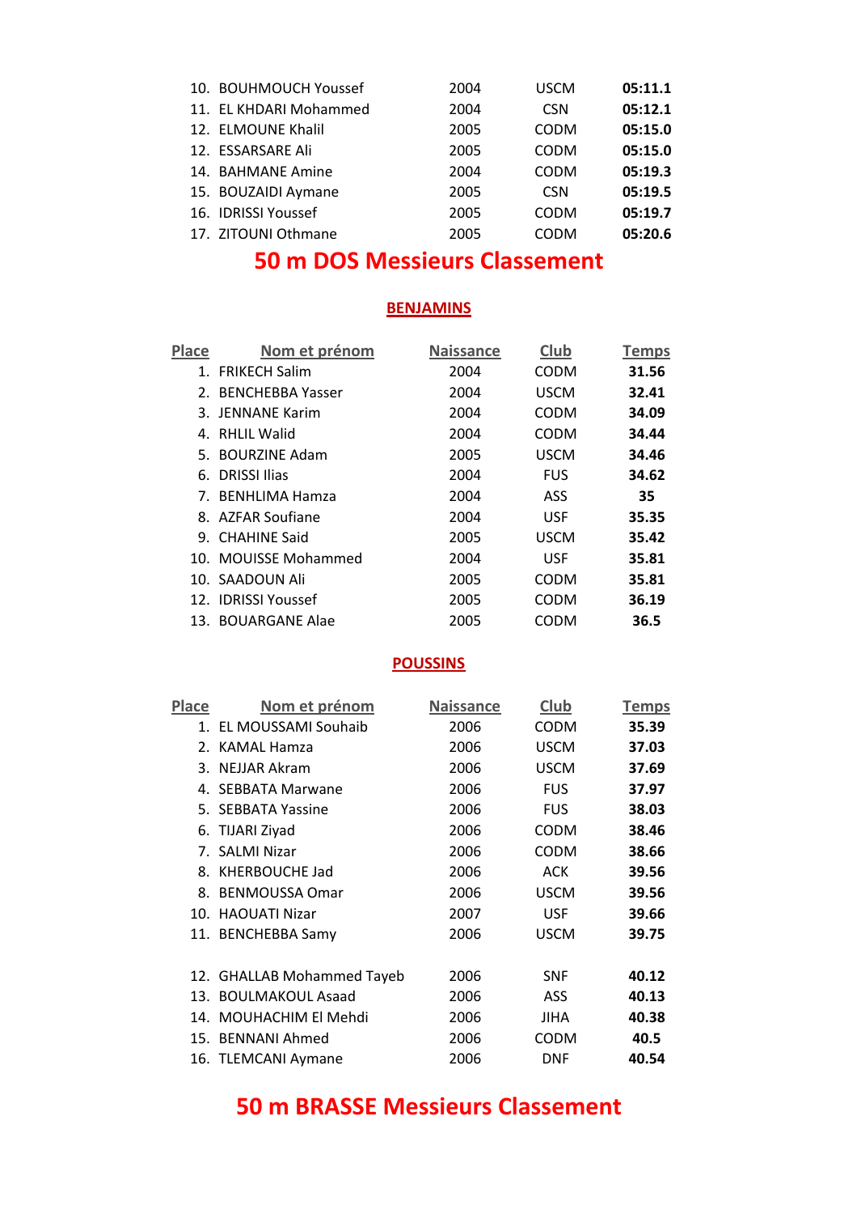| | | | | |
|---|---|---|---|---|
| 10. | BOUHMOUCH Youssef | 2004 | USCM | **05:11.1** |
| 11. | EL KHDARI Mohammed | 2004 | CSN | **05:12.1** |
| 12. | ELMOUNE Khalil | 2005 | CODM | **05:15.0** |
| 12. | ESSARSARE Ali | 2005 | CODM | **05:15.0** |
| 14. | BAHMANE Amine | 2004 | CODM | **05:19.3** |
| 15. | BOUZAIDI Aymane | 2005 | CSN | **05:19.5** |
| 16. | IDRISSI Youssef | 2005 | CODM | **05:19.7** |
| 17. | ZITOUNI Othmane | 2005 | CODM | **05:20.6** |

# 50 m DOS Messieurs Classement

## BENJAMINS

| Place | Nom et prénom | Naissance | Club | Temps |
|---|---|---|---|---|
| 1. | FRIKECH Salim | 2004 | CODM | **31.56** |
| 2. | BENCHEBBA Yasser | 2004 | USCM | **32.41** |
| 3. | JENNANE Karim | 2004 | CODM | **34.09** |
| 4. | RHLIL Walid | 2004 | CODM | **34.44** |
| 5. | BOURZINE Adam | 2005 | USCM | **34.46** |
| 6. | DRISSI Ilias | 2004 | FUS | **34.62** |
| 7. | BENHLIMA Hamza | 2004 | ASS | **35** |
| 8. | AZFAR Soufiane | 2004 | USF | **35.35** |
| 9. | CHAHINE Said | 2005 | USCM | **35.42** |
| 10. | MOUISSE Mohammed | 2004 | USF | **35.81** |
| 10. | SAADOUN Ali | 2005 | CODM | **35.81** |
| 12. | IDRISSI Youssef | 2005 | CODM | **36.19** |
| 13. | BOUARGANE Alae | 2005 | CODM | **36.5** |

## POUSSINS

| Place | Nom et prénom | Naissance | Club | Temps |
|---|---|---|---|---|
| 1. | EL MOUSSAMI Souhaib | 2006 | CODM | **35.39** |
| 2. | KAMAL Hamza | 2006 | USCM | **37.03** |
| 3. | NEJJAR Akram | 2006 | USCM | **37.69** |
| 4. | SEBBATA Marwane | 2006 | FUS | **37.97** |
| 5. | SEBBATA Yassine | 2006 | FUS | **38.03** |
| 6. | TIJARI Ziyad | 2006 | CODM | **38.46** |
| 7. | SALMI Nizar | 2006 | CODM | **38.66** |
| 8. | KHERBOUCHE Jad | 2006 | ACK | **39.56** |
| 8. | BENMOUSSA Omar | 2006 | USCM | **39.56** |
| 10. | HAOUATI Nizar | 2007 | USF | **39.66** |
| 11. | BENCHEBBA Samy | 2006 | USCM | **39.75** |
| 12. | GHALLAB Mohammed Tayeb | 2006 | SNF | **40.12** |
| 13. | BOULMAKOUL Asaad | 2006 | ASS | **40.13** |
| 14. | MOUHACHIM El Mehdi | 2006 | JIHA | **40.38** |
| 15. | BENNANI Ahmed | 2006 | CODM | **40.5** |
| 16. | TLEMCANI Aymane | 2006 | DNF | **40.54** |

# 50 m BRASSE Messieurs Classement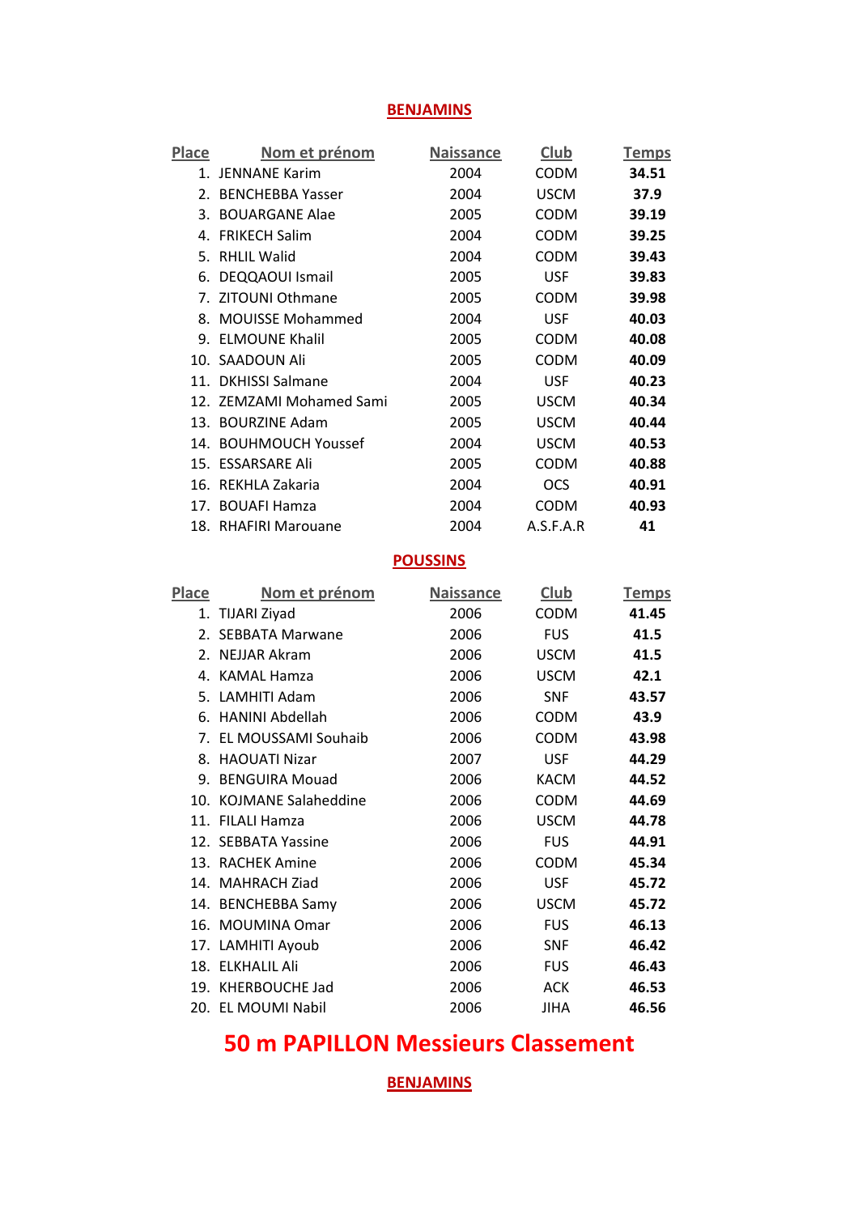## BENJAMINS

| Place | Nom et prénom | Naissance | Club | Temps |
|---|---|---|---|---|
| 1. | JENNANE Karim | 2004 | CODM | **34.51** |
| 2. | BENCHEBBA Yasser | 2004 | USCM | **37.9** |
| 3. | BOUARGANE Alae | 2005 | CODM | **39.19** |
| 4. | FRIKECH Salim | 2004 | CODM | **39.25** |
| 5. | RHLIL Walid | 2004 | CODM | **39.43** |
| 6. | DEQQAOUI Ismail | 2005 | USF | **39.83** |
| 7. | ZITOUNI Othmane | 2005 | CODM | **39.98** |
| 8. | MOUISSE Mohammed | 2004 | USF | **40.03** |
| 9. | ELMOUNE Khalil | 2005 | CODM | **40.08** |
| 10. | SAADOUN Ali | 2005 | CODM | **40.09** |
| 11. | DKHISSI Salmane | 2004 | USF | **40.23** |
| 12. | ZEMZAMI Mohamed Sami | 2005 | USCM | **40.34** |
| 13. | BOURZINE Adam | 2005 | USCM | **40.44** |
| 14. | BOUHMOUCH Youssef | 2004 | USCM | **40.53** |
| 15. | ESSARSARE Ali | 2005 | CODM | **40.88** |
| 16. | REKHLA Zakaria | 2004 | OCS | **40.91** |
| 17. | BOUAFI Hamza | 2004 | CODM | **40.93** |
| 18. | RHAFIRI Marouane | 2004 | A.S.F.A.R | **41** |

## POUSSINS

| Place | Nom et prénom | Naissance | Club | Temps |
|---|---|---|---|---|
| 1. | TIJARI Ziyad | 2006 | CODM | **41.45** |
| 2. | SEBBATA Marwane | 2006 | FUS | **41.5** |
| 2. | NEJJAR Akram | 2006 | USCM | **41.5** |
| 4. | KAMAL Hamza | 2006 | USCM | **42.1** |
| 5. | LAMHITI Adam | 2006 | SNF | **43.57** |
| 6. | HANINI Abdellah | 2006 | CODM | **43.9** |
| 7. | EL MOUSSAMI Souhaib | 2006 | CODM | **43.98** |
| 8. | HAOUATI Nizar | 2007 | USF | **44.29** |
| 9. | BENGUIRA Mouad | 2006 | KACM | **44.52** |
| 10. | KOJMANE Salaheddine | 2006 | CODM | **44.69** |
| 11. | FILALI Hamza | 2006 | USCM | **44.78** |
| 12. | SEBBATA Yassine | 2006 | FUS | **44.91** |
| 13. | RACHEK Amine | 2006 | CODM | **45.34** |
| 14. | MAHRACH Ziad | 2006 | USF | **45.72** |
| 14. | BENCHEBBA Samy | 2006 | USCM | **45.72** |
| 16. | MOUMINA Omar | 2006 | FUS | **46.13** |
| 17. | LAMHITI Ayoub | 2006 | SNF | **46.42** |
| 18. | ELKHALIL Ali | 2006 | FUS | **46.43** |
| 19. | KHERBOUCHE Jad | 2006 | ACK | **46.53** |
| 20. | EL MOUMI Nabil | 2006 | JIHA | **46.56** |

# 50 m PAPILLON Messieurs Classement

## BENJAMINS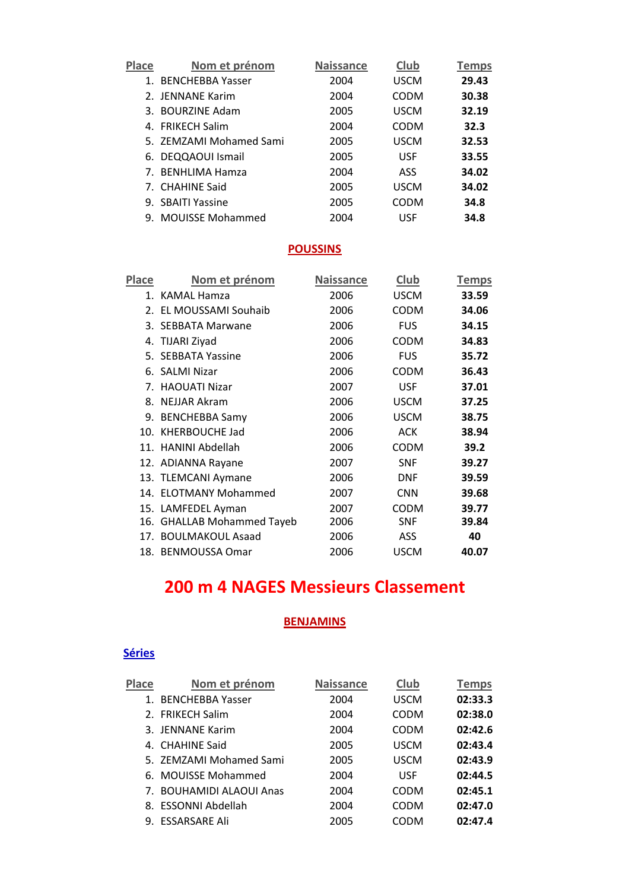| Place | Nom et prénom | Naissance | Club | Temps |
|---|---|---|---|---|
| 1. | BENCHEBBA Yasser | 2004 | USCM | **29.43** |
| 2. | JENNANE Karim | 2004 | CODM | **30.38** |
| 3. | BOURZINE Adam | 2005 | USCM | **32.19** |
| 4. | FRIKECH Salim | 2004 | CODM | **32.3** |
| 5. | ZEMZAMI Mohamed Sami | 2005 | USCM | **32.53** |
| 6. | DEQQAOUI Ismail | 2005 | USF | **33.55** |
| 7. | BENHLIMA Hamza | 2004 | ASS | **34.02** |
| 7. | CHAHINE Said | 2005 | USCM | **34.02** |
| 9. | SBAITI Yassine | 2005 | CODM | **34.8** |
| 9. | MOUISSE Mohammed | 2004 | USF | **34.8** |

### POUSSINS

| Place | Nom et prénom | Naissance | Club | Temps |
|---|---|---|---|---|
| 1. | KAMAL Hamza | 2006 | USCM | **33.59** |
| 2. | EL MOUSSAMI Souhaib | 2006 | CODM | **34.06** |
| 3. | SEBBATA Marwane | 2006 | FUS | **34.15** |
| 4. | TIJARI Ziyad | 2006 | CODM | **34.83** |
| 5. | SEBBATA Yassine | 2006 | FUS | **35.72** |
| 6. | SALMI Nizar | 2006 | CODM | **36.43** |
| 7. | HAOUATI Nizar | 2007 | USF | **37.01** |
| 8. | NEJJAR Akram | 2006 | USCM | **37.25** |
| 9. | BENCHEBBA Samy | 2006 | USCM | **38.75** |
| 10. | KHERBOUCHE Jad | 2006 | ACK | **38.94** |
| 11. | HANINI Abdellah | 2006 | CODM | **39.2** |
| 12. | ADIANNA Rayane | 2007 | SNF | **39.27** |
| 13. | TLEMCANI Aymane | 2006 | DNF | **39.59** |
| 14. | ELOTMANY Mohammed | 2007 | CNN | **39.68** |
| 15. | LAMFEDEL Ayman | 2007 | CODM | **39.77** |
| 16. | GHALLAB Mohammed Tayeb | 2006 | SNF | **39.84** |
| 17. | BOULMAKOUL Asaad | 2006 | ASS | **40** |
| 18. | BENMOUSSA Omar | 2006 | USCM | **40.07** |

# 200 m 4 NAGES Messieurs Classement

### BENJAMINS

#### Séries

| Place | Nom et prénom | Naissance | Club | Temps |
|---|---|---|---|---|
| 1. | BENCHEBBA Yasser | 2004 | USCM | **02:33.3** |
| 2. | FRIKECH Salim | 2004 | CODM | **02:38.0** |
| 3. | JENNANE Karim | 2004 | CODM | **02:42.6** |
| 4. | CHAHINE Said | 2005 | USCM | **02:43.4** |
| 5. | ZEMZAMI Mohamed Sami | 2005 | USCM | **02:43.9** |
| 6. | MOUISSE Mohammed | 2004 | USF | **02:44.5** |
| 7. | BOUHAMIDI ALAOUI Anas | 2004 | CODM | **02:45.1** |
| 8. | ESSONNI Abdellah | 2004 | CODM | **02:47.0** |
| 9. | ESSARSARE Ali | 2005 | CODM | **02:47.4** |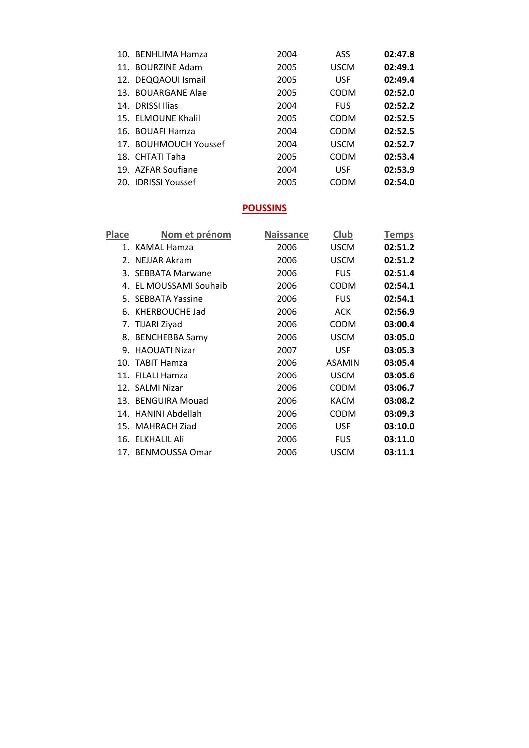| | | | | |
|---|---|---|---|---|
| 10. | BENHLIMA Hamza | 2004 | ASS | **02:47.8** |
| 11. | BOURZINE Adam | 2005 | USCM | **02:49.1** |
| 12. | DEQQAOUI Ismail | 2005 | USF | **02:49.4** |
| 13. | BOUARGANE Alae | 2005 | CODM | **02:52.0** |
| 14. | DRISSI Ilias | 2004 | FUS | **02:52.2** |
| 15. | ELMOUNE Khalil | 2005 | CODM | **02:52.5** |
| 16. | BOUAFI Hamza | 2004 | CODM | **02:52.5** |
| 17. | BOUHMOUCH Youssef | 2004 | USCM | **02:52.7** |
| 18. | CHTATI Taha | 2005 | CODM | **02:53.4** |
| 19. | AZFAR Soufiane | 2004 | USF | **02:53.9** |
| 20. | IDRISSI Youssef | 2005 | CODM | **02:54.0** |

## POUSSINS

| Place | Nom et prénom | Naissance | Club | Temps |
|---|---|---|---|---|
| 1. | KAMAL Hamza | 2006 | USCM | **02:51.2** |
| 2. | NEJJAR Akram | 2006 | USCM | **02:51.2** |
| 3. | SEBBATA Marwane | 2006 | FUS | **02:51.4** |
| 4. | EL MOUSSAMI Souhaib | 2006 | CODM | **02:54.1** |
| 5. | SEBBATA Yassine | 2006 | FUS | **02:54.1** |
| 6. | KHERBOUCHE Jad | 2006 | ACK | **02:56.9** |
| 7. | TIJARI Ziyad | 2006 | CODM | **03:00.4** |
| 8. | BENCHEBBA Samy | 2006 | USCM | **03:05.0** |
| 9. | HAOUATI Nizar | 2007 | USF | **03:05.3** |
| 10. | TABIT Hamza | 2006 | ASAMIN | **03:05.4** |
| 11. | FILALI Hamza | 2006 | USCM | **03:05.6** |
| 12. | SALMI Nizar | 2006 | CODM | **03:06.7** |
| 13. | BENGUIRA Mouad | 2006 | KACM | **03:08.2** |
| 14. | HANINI Abdellah | 2006 | CODM | **03:09.3** |
| 15. | MAHRACH Ziad | 2006 | USF | **03:10.0** |
| 16. | ELKHALIL Ali | 2006 | FUS | **03:11.0** |
| 17. | BENMOUSSA Omar | 2006 | USCM | **03:11.1** |